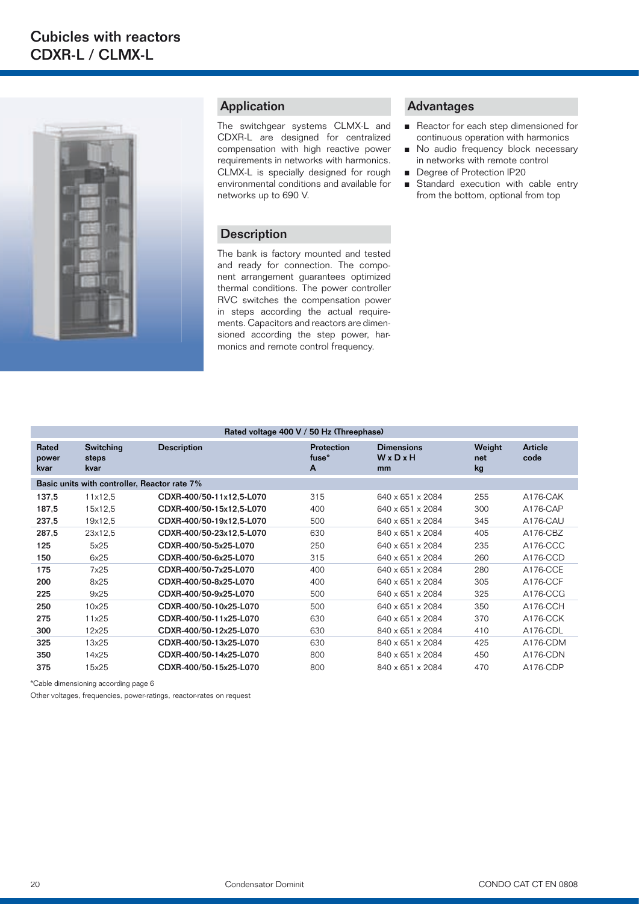# Cubicles with reactors
# CDXR-L / CLMX-L

## Application

The switchgear systems CLMX-L and CDXR-L are designed for centralized compensation with high reactive power requirements in networks with harmonics. CLMX-L is specially designed for rough environmental conditions and available for networks up to 690 V.

## Description

The bank is factory mounted and tested and ready for connection. The component arrangement guarantees optimized thermal conditions. The power controller RVC switches the compensation power in steps according the actual requirements. Capacitors and reactors are dimensioned according the step power, harmonics and remote control frequency.

## Advantages

- Reactor for each step dimensioned for continuous operation with harmonics
- No audio frequency block necessary in networks with remote control
- Degree of Protection IP20
- Standard execution with cable entry from the bottom, optional from top

| Rated voltage 400 V / 50 Hz (Threephase) | | | | | | |
|---|---|---|---|---|---|---|
| **Rated power kvar** | **Switching steps kvar** | **Description** | **Protection fuse* A** | **Dimensions W x D x H mm** | **Weight net kg** | **Article code** |
| **Basic units with controller, Reactor rate 7%** | | | | | | |
| **137,5** | 11x12,5 | CDXR-400/50-11x12,5-L070 | 315 | 640 x 651 x 2084 | 255 | A176-CAK |
| **187,5** | 15x12,5 | CDXR-400/50-15x12,5-L070 | 400 | 640 x 651 x 2084 | 300 | A176-CAP |
| **237,5** | 19x12,5 | CDXR-400/50-19x12,5-L070 | 500 | 640 x 651 x 2084 | 345 | A176-CAU |
| **287,5** | 23x12,5 | CDXR-400/50-23x12,5-L070 | 630 | 840 x 651 x 2084 | 405 | A176-CBZ |
| **125** | 5x25 | CDXR-400/50-5x25-L070 | 250 | 640 x 651 x 2084 | 235 | A176-CCC |
| **150** | 6x25 | CDXR-400/50-6x25-L070 | 315 | 640 x 651 x 2084 | 260 | A176-CCD |
| **175** | 7x25 | CDXR-400/50-7x25-L070 | 400 | 640 x 651 x 2084 | 280 | A176-CCE |
| **200** | 8x25 | CDXR-400/50-8x25-L070 | 400 | 640 x 651 x 2084 | 305 | A176-CCF |
| **225** | 9x25 | CDXR-400/50-9x25-L070 | 500 | 640 x 651 x 2084 | 325 | A176-CCG |
| **250** | 10x25 | CDXR-400/50-10x25-L070 | 500 | 640 x 651 x 2084 | 350 | A176-CCH |
| **275** | 11x25 | CDXR-400/50-11x25-L070 | 630 | 640 x 651 x 2084 | 370 | A176-CCK |
| **300** | 12x25 | CDXR-400/50-12x25-L070 | 630 | 840 x 651 x 2084 | 410 | A176-CDL |
| **325** | 13x25 | CDXR-400/50-13x25-L070 | 630 | 840 x 651 x 2084 | 425 | A176-CDM |
| **350** | 14x25 | CDXR-400/50-14x25-L070 | 800 | 840 x 651 x 2084 | 450 | A176-CDN |
| **375** | 15x25 | CDXR-400/50-15x25-L070 | 800 | 840 x 651 x 2084 | 470 | A176-CDP |

*Cable dimensioning according page 6

Other voltages, frequencies, power-ratings, reactor-rates on request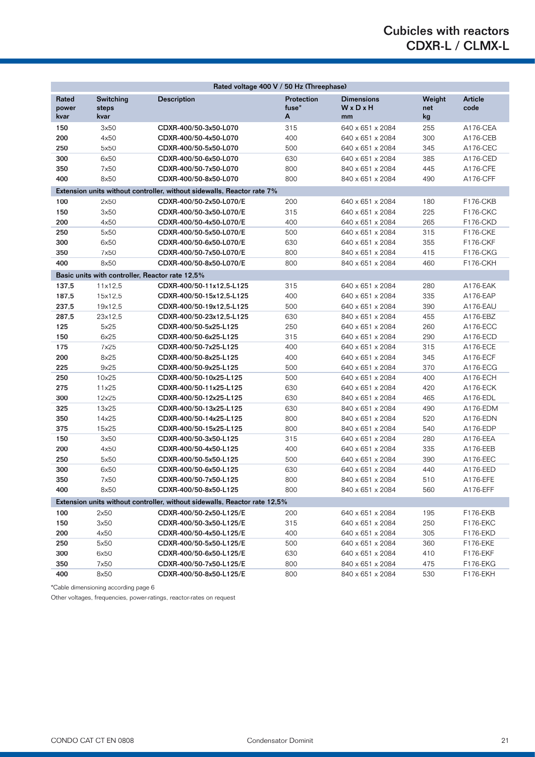# Cubicles with reactors CDXR-L / CLMX-L

| Rated voltage 400 V / 50 Hz (Threephase) | | | | | | |
|---|---|---|---|---|---|---|
| **Rated power kvar** | **Switching steps kvar** | **Description** | **Protection fuse* A** | **Dimensions W x D x H mm** | **Weight net kg** | **Article code** |
| 150 | 3x50 | CDXR-400/50-3x50-L070 | 315 | 640 x 651 x 2084 | 255 | A176-CEA |
| 200 | 4x50 | CDXR-400/50-4x50-L070 | 400 | 640 x 651 x 2084 | 300 | A176-CEB |
| 250 | 5x50 | CDXR-400/50-5x50-L070 | 500 | 640 x 651 x 2084 | 345 | A176-CEC |
| 300 | 6x50 | CDXR-400/50-6x50-L070 | 630 | 640 x 651 x 2084 | 385 | A176-CED |
| 350 | 7x50 | CDXR-400/50-7x50-L070 | 800 | 840 x 651 x 2084 | 445 | A176-CFE |
| 400 | 8x50 | CDXR-400/50-8x50-L070 | 800 | 840 x 651 x 2084 | 490 | A176-CFF |
| **Extension units without controller, without sidewalls, Reactor rate 7%** | | | | | | |
| 100 | 2x50 | CDXR-400/50-2x50-L070/E | 200 | 640 x 651 x 2084 | 180 | F176-CKB |
| 150 | 3x50 | CDXR-400/50-3x50-L070/E | 315 | 640 x 651 x 2084 | 225 | F176-CKC |
| 200 | 4x50 | CDXR-400/50-4x50-L070/E | 400 | 640 x 651 x 2084 | 265 | F176-CKD |
| 250 | 5x50 | CDXR-400/50-5x50-L070/E | 500 | 640 x 651 x 2084 | 315 | F176-CKE |
| 300 | 6x50 | CDXR-400/50-6x50-L070/E | 630 | 640 x 651 x 2084 | 355 | F176-CKF |
| 350 | 7x50 | CDXR-400/50-7x50-L070/E | 800 | 840 x 651 x 2084 | 415 | F176-CKG |
| 400 | 8x50 | CDXR-400/50-8x50-L070/E | 800 | 840 x 651 x 2084 | 460 | F176-CKH |
| **Basic units with controller, Reactor rate 12,5%** | | | | | | |
| 137,5 | 11x12,5 | CDXR-400/50-11x12,5-L125 | 315 | 640 x 651 x 2084 | 280 | A176-EAK |
| 187,5 | 15x12,5 | CDXR-400/50-15x12,5-L125 | 400 | 640 x 651 x 2084 | 335 | A176-EAP |
| 237,5 | 19x12,5 | CDXR-400/50-19x12,5-L125 | 500 | 640 x 651 x 2084 | 390 | A176-EAU |
| 287,5 | 23x12,5 | CDXR-400/50-23x12,5-L125 | 630 | 840 x 651 x 2084 | 455 | A176-EBZ |
| 125 | 5x25 | CDXR-400/50-5x25-L125 | 250 | 640 x 651 x 2084 | 260 | A176-ECC |
| 150 | 6x25 | CDXR-400/50-6x25-L125 | 315 | 640 x 651 x 2084 | 290 | A176-ECD |
| 175 | 7x25 | CDXR-400/50-7x25-L125 | 400 | 640 x 651 x 2084 | 315 | A176-ECE |
| 200 | 8x25 | CDXR-400/50-8x25-L125 | 400 | 640 x 651 x 2084 | 345 | A176-ECF |
| 225 | 9x25 | CDXR-400/50-9x25-L125 | 500 | 640 x 651 x 2084 | 370 | A176-ECG |
| 250 | 10x25 | CDXR-400/50-10x25-L125 | 500 | 640 x 651 x 2084 | 400 | A176-ECH |
| 275 | 11x25 | CDXR-400/50-11x25-L125 | 630 | 640 x 651 x 2084 | 420 | A176-ECK |
| 300 | 12x25 | CDXR-400/50-12x25-L125 | 630 | 840 x 651 x 2084 | 465 | A176-EDL |
| 325 | 13x25 | CDXR-400/50-13x25-L125 | 630 | 840 x 651 x 2084 | 490 | A176-EDM |
| 350 | 14x25 | CDXR-400/50-14x25-L125 | 800 | 840 x 651 x 2084 | 520 | A176-EDN |
| 375 | 15x25 | CDXR-400/50-15x25-L125 | 800 | 840 x 651 x 2084 | 540 | A176-EDP |
| 150 | 3x50 | CDXR-400/50-3x50-L125 | 315 | 640 x 651 x 2084 | 280 | A176-EEA |
| 200 | 4x50 | CDXR-400/50-4x50-L125 | 400 | 640 x 651 x 2084 | 335 | A176-EEB |
| 250 | 5x50 | CDXR-400/50-5x50-L125 | 500 | 640 x 651 x 2084 | 390 | A176-EEC |
| 300 | 6x50 | CDXR-400/50-6x50-L125 | 630 | 640 x 651 x 2084 | 440 | A176-EED |
| 350 | 7x50 | CDXR-400/50-7x50-L125 | 800 | 840 x 651 x 2084 | 510 | A176-EFE |
| 400 | 8x50 | CDXR-400/50-8x50-L125 | 800 | 840 x 651 x 2084 | 560 | A176-EFF |
| **Extension units without controller, without sidewalls, Reactor rate 12,5%** | | | | | | |
| 100 | 2x50 | CDXR-400/50-2x50-L125/E | 200 | 640 x 651 x 2084 | 195 | F176-EKB |
| 150 | 3x50 | CDXR-400/50-3x50-L125/E | 315 | 640 x 651 x 2084 | 250 | F176-EKC |
| 200 | 4x50 | CDXR-400/50-4x50-L125/E | 400 | 640 x 651 x 2084 | 305 | F176-EKD |
| 250 | 5x50 | CDXR-400/50-5x50-L125/E | 500 | 640 x 651 x 2084 | 360 | F176-EKE |
| 300 | 6x50 | CDXR-400/50-6x50-L125/E | 630 | 640 x 651 x 2084 | 410 | F176-EKF |
| 350 | 7x50 | CDXR-400/50-7x50-L125/E | 800 | 840 x 651 x 2084 | 475 | F176-EKG |
| 400 | 8x50 | CDXR-400/50-8x50-L125/E | 800 | 840 x 651 x 2084 | 530 | F176-EKH |

*Cable dimensioning according page 6

Other voltages, frequencies, power-ratings, reactor-rates on request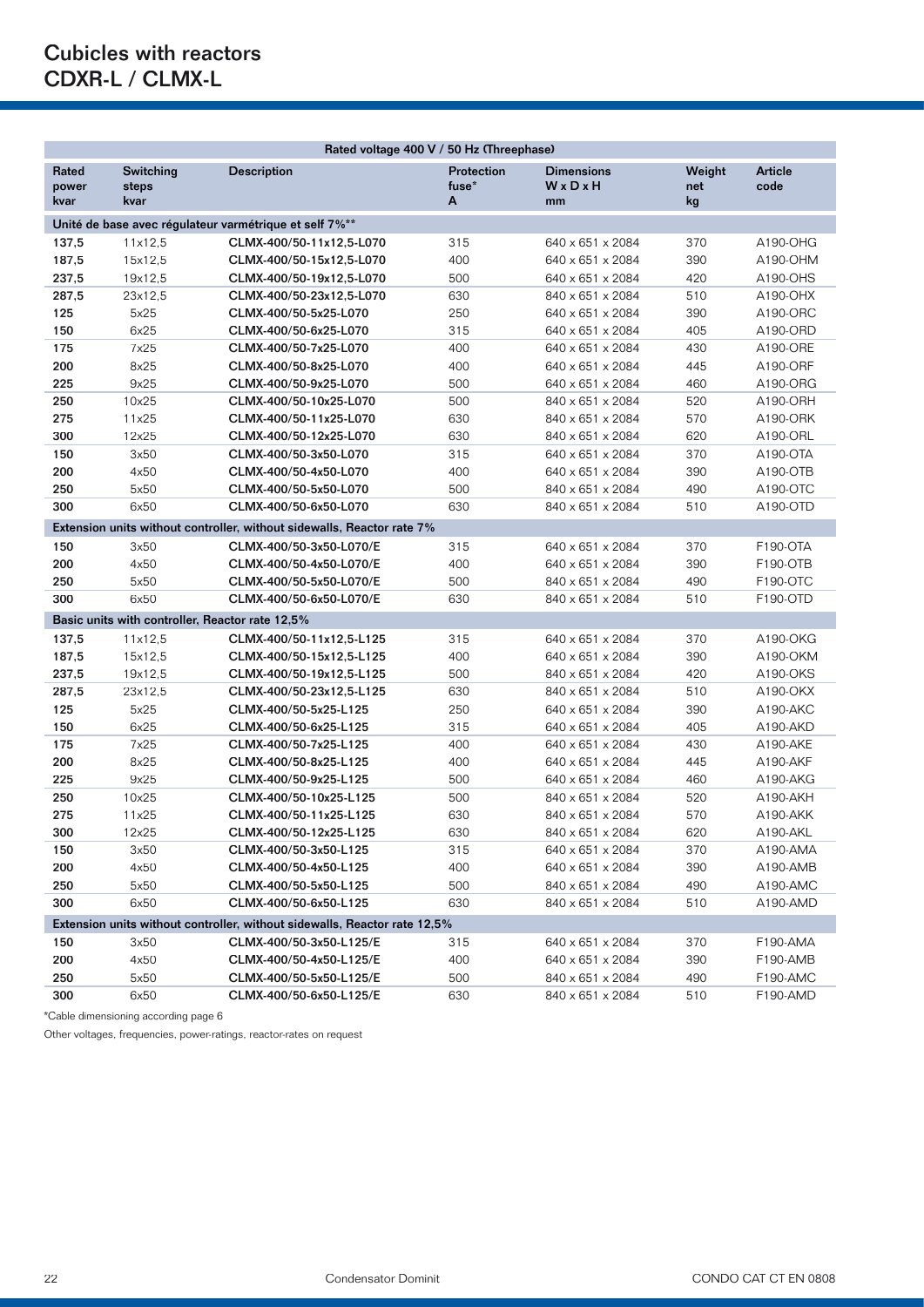# Cubicles with reactors
## CDXR-L / CLMX-L

| Rated voltage 400 V / 50 Hz (Threephase) | | | | | | |
|---|---|---|---|---|---|---|
| **Rated power kvar** | **Switching steps kvar** | **Description** | **Protection fuse* A** | **Dimensions W x D x H mm** | **Weight net kg** | **Article code** |
| **Unité de base avec régulateur varmétrique et self 7%**** | | | | | | |
| **137,5** | 11x12,5 | CLMX-400/50-11x12,5-L070 | 315 | 640 x 651 x 2084 | 370 | A190-OHG |
| **187,5** | 15x12,5 | CLMX-400/50-15x12,5-L070 | 400 | 640 x 651 x 2084 | 390 | A190-OHM |
| **237,5** | 19x12,5 | CLMX-400/50-19x12,5-L070 | 500 | 640 x 651 x 2084 | 420 | A190-OHS |
| **287,5** | 23x12,5 | CLMX-400/50-23x12,5-L070 | 630 | 840 x 651 x 2084 | 510 | A190-OHX |
| **125** | 5x25 | CLMX-400/50-5x25-L070 | 250 | 640 x 651 x 2084 | 390 | A190-ORC |
| **150** | 6x25 | CLMX-400/50-6x25-L070 | 315 | 640 x 651 x 2084 | 405 | A190-ORD |
| **175** | 7x25 | CLMX-400/50-7x25-L070 | 400 | 640 x 651 x 2084 | 430 | A190-ORE |
| **200** | 8x25 | CLMX-400/50-8x25-L070 | 400 | 640 x 651 x 2084 | 445 | A190-ORF |
| **225** | 9x25 | CLMX-400/50-9x25-L070 | 500 | 640 x 651 x 2084 | 460 | A190-ORG |
| **250** | 10x25 | CLMX-400/50-10x25-L070 | 500 | 840 x 651 x 2084 | 520 | A190-ORH |
| **275** | 11x25 | CLMX-400/50-11x25-L070 | 630 | 840 x 651 x 2084 | 570 | A190-ORK |
| **300** | 12x25 | CLMX-400/50-12x25-L070 | 630 | 840 x 651 x 2084 | 620 | A190-ORL |
| **150** | 3x50 | CLMX-400/50-3x50-L070 | 315 | 640 x 651 x 2084 | 370 | A190-OTA |
| **200** | 4x50 | CLMX-400/50-4x50-L070 | 400 | 640 x 651 x 2084 | 390 | A190-OTB |
| **250** | 5x50 | CLMX-400/50-5x50-L070 | 500 | 840 x 651 x 2084 | 490 | A190-OTC |
| **300** | 6x50 | CLMX-400/50-6x50-L070 | 630 | 840 x 651 x 2084 | 510 | A190-OTD |
| **Extension units without controller, without sidewalls, Reactor rate 7%** | | | | | | |
| **150** | 3x50 | CLMX-400/50-3x50-L070/E | 315 | 640 x 651 x 2084 | 370 | F190-OTA |
| **200** | 4x50 | CLMX-400/50-4x50-L070/E | 400 | 640 x 651 x 2084 | 390 | F190-OTB |
| **250** | 5x50 | CLMX-400/50-5x50-L070/E | 500 | 840 x 651 x 2084 | 490 | F190-OTC |
| **300** | 6x50 | CLMX-400/50-6x50-L070/E | 630 | 840 x 651 x 2084 | 510 | F190-OTD |
| **Basic units with controller, Reactor rate 12,5%** | | | | | | |
| **137,5** | 11x12,5 | CLMX-400/50-11x12,5-L125 | 315 | 640 x 651 x 2084 | 370 | A190-OKG |
| **187,5** | 15x12,5 | CLMX-400/50-15x12,5-L125 | 400 | 640 x 651 x 2084 | 390 | A190-OKM |
| **237,5** | 19x12,5 | CLMX-400/50-19x12,5-L125 | 500 | 840 x 651 x 2084 | 420 | A190-OKS |
| **287,5** | 23x12,5 | CLMX-400/50-23x12,5-L125 | 630 | 840 x 651 x 2084 | 510 | A190-OKX |
| **125** | 5x25 | CLMX-400/50-5x25-L125 | 250 | 640 x 651 x 2084 | 390 | A190-AKC |
| **150** | 6x25 | CLMX-400/50-6x25-L125 | 315 | 640 x 651 x 2084 | 405 | A190-AKD |
| **175** | 7x25 | CLMX-400/50-7x25-L125 | 400 | 640 x 651 x 2084 | 430 | A190-AKE |
| **200** | 8x25 | CLMX-400/50-8x25-L125 | 400 | 640 x 651 x 2084 | 445 | A190-AKF |
| **225** | 9x25 | CLMX-400/50-9x25-L125 | 500 | 640 x 651 x 2084 | 460 | A190-AKG |
| **250** | 10x25 | CLMX-400/50-10x25-L125 | 500 | 840 x 651 x 2084 | 520 | A190-AKH |
| **275** | 11x25 | CLMX-400/50-11x25-L125 | 630 | 840 x 651 x 2084 | 570 | A190-AKK |
| **300** | 12x25 | CLMX-400/50-12x25-L125 | 630 | 840 x 651 x 2084 | 620 | A190-AKL |
| **150** | 3x50 | CLMX-400/50-3x50-L125 | 315 | 640 x 651 x 2084 | 370 | A190-AMA |
| **200** | 4x50 | CLMX-400/50-4x50-L125 | 400 | 640 x 651 x 2084 | 390 | A190-AMB |
| **250** | 5x50 | CLMX-400/50-5x50-L125 | 500 | 840 x 651 x 2084 | 490 | A190-AMC |
| **300** | 6x50 | CLMX-400/50-6x50-L125 | 630 | 840 x 651 x 2084 | 510 | A190-AMD |
| **Extension units without controller, without sidewalls, Reactor rate 12,5%** | | | | | | |
| **150** | 3x50 | CLMX-400/50-3x50-L125/E | 315 | 640 x 651 x 2084 | 370 | F190-AMA |
| **200** | 4x50 | CLMX-400/50-4x50-L125/E | 400 | 640 x 651 x 2084 | 390 | F190-AMB |
| **250** | 5x50 | CLMX-400/50-5x50-L125/E | 500 | 840 x 651 x 2084 | 490 | F190-AMC |
| **300** | 6x50 | CLMX-400/50-6x50-L125/E | 630 | 840 x 651 x 2084 | 510 | F190-AMD |

*Cable dimensioning according page 6

Other voltages, frequencies, power-ratings, reactor-rates on request